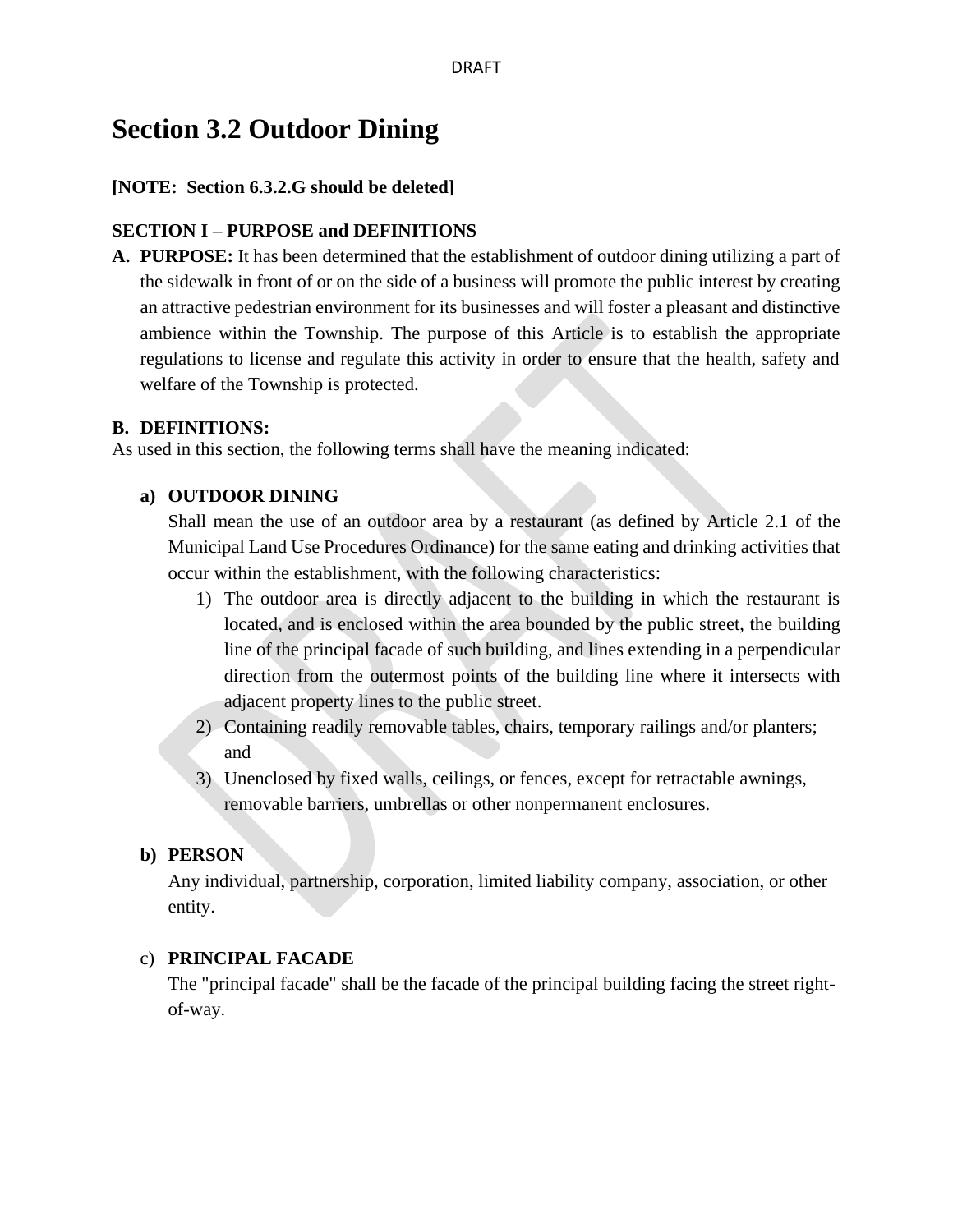DRAFT

# Section 3.2 Outdoor Dining

**[NOTE: Section 6.3.2.G should be deleted]**

**SECTION I – PURPOSE and DEFINITIONS**

**A. PURPOSE:** It has been determined that the establishment of outdoor dining utilizing a part of the sidewalk in front of or on the side of a business will promote the public interest by creating an attractive pedestrian environment for its businesses and will foster a pleasant and distinctive ambience within the Township. The purpose of this Article is to establish the appropriate regulations to license and regulate this activity in order to ensure that the health, safety and welfare of the Township is protected.

**B. DEFINITIONS:**

As used in this section, the following terms shall have the meaning indicated:

**a) OUTDOOR DINING**

Shall mean the use of an outdoor area by a restaurant (as defined by Article 2.1 of the Municipal Land Use Procedures Ordinance) for the same eating and drinking activities that occur within the establishment, with the following characteristics:

1) The outdoor area is directly adjacent to the building in which the restaurant is located, and is enclosed within the area bounded by the public street, the building line of the principal facade of such building, and lines extending in a perpendicular direction from the outermost points of the building line where it intersects with adjacent property lines to the public street.
2) Containing readily removable tables, chairs, temporary railings and/or planters; and
3) Unenclosed by fixed walls, ceilings, or fences, except for retractable awnings, removable barriers, umbrellas or other nonpermanent enclosures.

**b) PERSON**

Any individual, partnership, corporation, limited liability company, association, or other entity.

c) **PRINCIPAL FACADE**

The "principal facade" shall be the facade of the principal building facing the street right-of-way.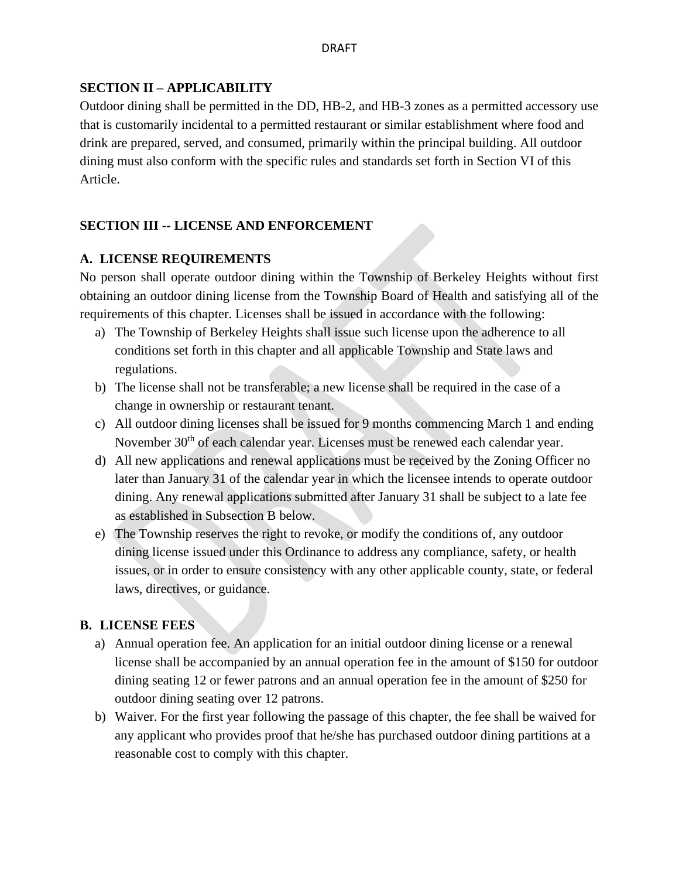## SECTION II – APPLICABILITY

Outdoor dining shall be permitted in the DD, HB-2, and HB-3 zones as a permitted accessory use that is customarily incidental to a permitted restaurant or similar establishment where food and drink are prepared, served, and consumed, primarily within the principal building. All outdoor dining must also conform with the specific rules and standards set forth in Section VI of this Article.

## SECTION III -- LICENSE AND ENFORCEMENT

### A. LICENSE REQUIREMENTS

No person shall operate outdoor dining within the Township of Berkeley Heights without first obtaining an outdoor dining license from the Township Board of Health and satisfying all of the requirements of this chapter. Licenses shall be issued in accordance with the following:

a) The Township of Berkeley Heights shall issue such license upon the adherence to all conditions set forth in this chapter and all applicable Township and State laws and regulations.

b) The license shall not be transferable; a new license shall be required in the case of a change in ownership or restaurant tenant.

c) All outdoor dining licenses shall be issued for 9 months commencing March 1 and ending November 30th of each calendar year. Licenses must be renewed each calendar year.

d) All new applications and renewal applications must be received by the Zoning Officer no later than January 31 of the calendar year in which the licensee intends to operate outdoor dining. Any renewal applications submitted after January 31 shall be subject to a late fee as established in Subsection B below.

e) The Township reserves the right to revoke, or modify the conditions of, any outdoor dining license issued under this Ordinance to address any compliance, safety, or health issues, or in order to ensure consistency with any other applicable county, state, or federal laws, directives, or guidance.

### B. LICENSE FEES

a) Annual operation fee. An application for an initial outdoor dining license or a renewal license shall be accompanied by an annual operation fee in the amount of $150 for outdoor dining seating 12 or fewer patrons and an annual operation fee in the amount of $250 for outdoor dining seating over 12 patrons.

b) Waiver. For the first year following the passage of this chapter, the fee shall be waived for any applicant who provides proof that he/she has purchased outdoor dining partitions at a reasonable cost to comply with this chapter.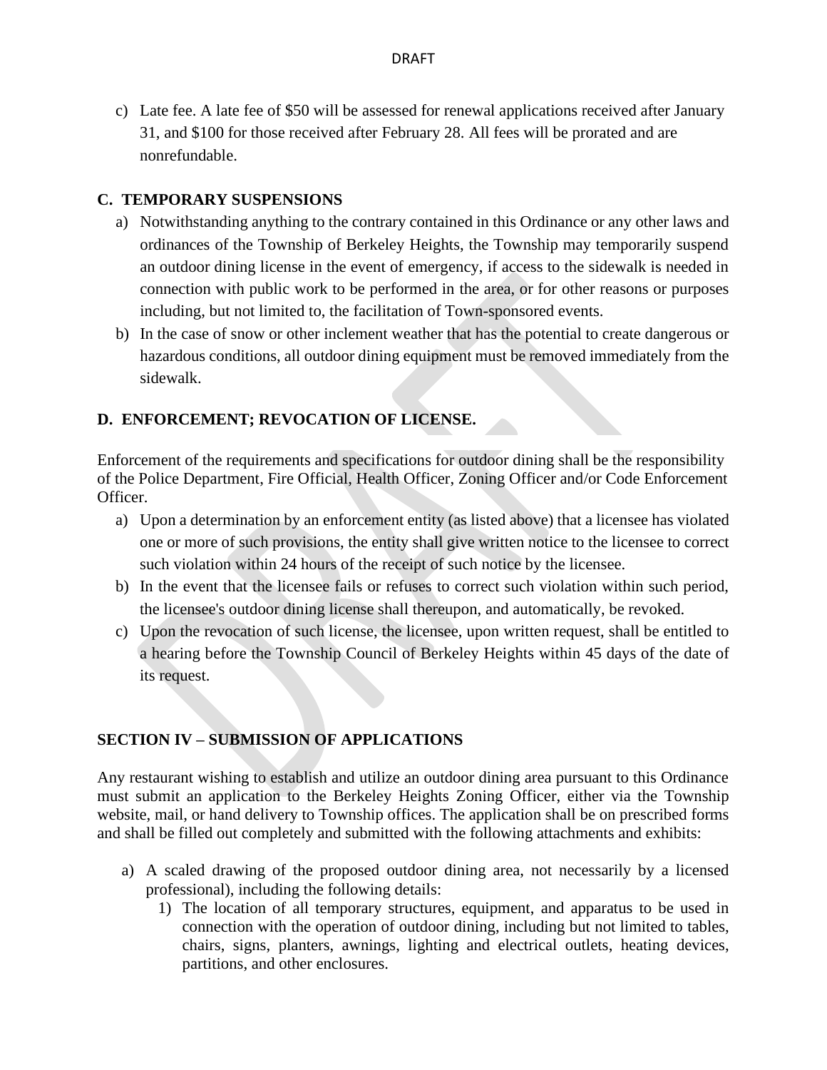c) Late fee. A late fee of $50 will be assessed for renewal applications received after January 31, and $100 for those received after February 28. All fees will be prorated and are nonrefundable.

## C. TEMPORARY SUSPENSIONS

a) Notwithstanding anything to the contrary contained in this Ordinance or any other laws and ordinances of the Township of Berkeley Heights, the Township may temporarily suspend an outdoor dining license in the event of emergency, if access to the sidewalk is needed in connection with public work to be performed in the area, or for other reasons or purposes including, but not limited to, the facilitation of Town-sponsored events.

b) In the case of snow or other inclement weather that has the potential to create dangerous or hazardous conditions, all outdoor dining equipment must be removed immediately from the sidewalk.

## D. ENFORCEMENT; REVOCATION OF LICENSE.

Enforcement of the requirements and specifications for outdoor dining shall be the responsibility of the Police Department, Fire Official, Health Officer, Zoning Officer and/or Code Enforcement Officer.

a) Upon a determination by an enforcement entity (as listed above) that a licensee has violated one or more of such provisions, the entity shall give written notice to the licensee to correct such violation within 24 hours of the receipt of such notice by the licensee.

b) In the event that the licensee fails or refuses to correct such violation within such period, the licensee's outdoor dining license shall thereupon, and automatically, be revoked.

c) Upon the revocation of such license, the licensee, upon written request, shall be entitled to a hearing before the Township Council of Berkeley Heights within 45 days of the date of its request.

## SECTION IV – SUBMISSION OF APPLICATIONS

Any restaurant wishing to establish and utilize an outdoor dining area pursuant to this Ordinance must submit an application to the Berkeley Heights Zoning Officer, either via the Township website, mail, or hand delivery to Township offices. The application shall be on prescribed forms and shall be filled out completely and submitted with the following attachments and exhibits:

a) A scaled drawing of the proposed outdoor dining area, not necessarily by a licensed professional), including the following details:

   1) The location of all temporary structures, equipment, and apparatus to be used in connection with the operation of outdoor dining, including but not limited to tables, chairs, signs, planters, awnings, lighting and electrical outlets, heating devices, partitions, and other enclosures.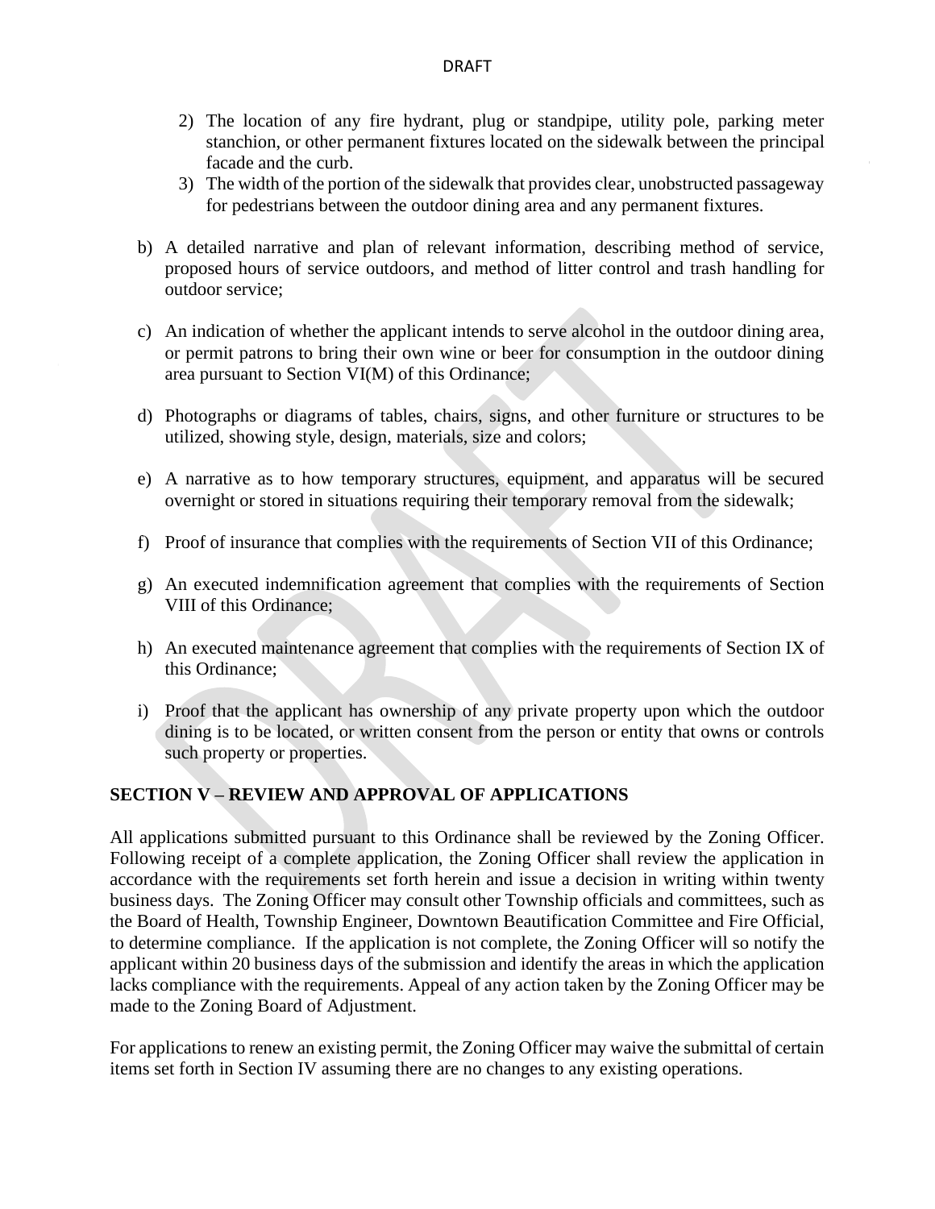2) The location of any fire hydrant, plug or standpipe, utility pole, parking meter stanchion, or other permanent fixtures located on the sidewalk between the principal facade and the curb.
3) The width of the portion of the sidewalk that provides clear, unobstructed passageway for pedestrians between the outdoor dining area and any permanent fixtures.

b) A detailed narrative and plan of relevant information, describing method of service, proposed hours of service outdoors, and method of litter control and trash handling for outdoor service;

c) An indication of whether the applicant intends to serve alcohol in the outdoor dining area, or permit patrons to bring their own wine or beer for consumption in the outdoor dining area pursuant to Section VI(M) of this Ordinance;

d) Photographs or diagrams of tables, chairs, signs, and other furniture or structures to be utilized, showing style, design, materials, size and colors;

e) A narrative as to how temporary structures, equipment, and apparatus will be secured overnight or stored in situations requiring their temporary removal from the sidewalk;

f) Proof of insurance that complies with the requirements of Section VII of this Ordinance;

g) An executed indemnification agreement that complies with the requirements of Section VIII of this Ordinance;

h) An executed maintenance agreement that complies with the requirements of Section IX of this Ordinance;

i) Proof that the applicant has ownership of any private property upon which the outdoor dining is to be located, or written consent from the person or entity that owns or controls such property or properties.

## SECTION V – REVIEW AND APPROVAL OF APPLICATIONS

All applications submitted pursuant to this Ordinance shall be reviewed by the Zoning Officer. Following receipt of a complete application, the Zoning Officer shall review the application in accordance with the requirements set forth herein and issue a decision in writing within twenty business days. The Zoning Officer may consult other Township officials and committees, such as the Board of Health, Township Engineer, Downtown Beautification Committee and Fire Official, to determine compliance. If the application is not complete, the Zoning Officer will so notify the applicant within 20 business days of the submission and identify the areas in which the application lacks compliance with the requirements. Appeal of any action taken by the Zoning Officer may be made to the Zoning Board of Adjustment.

For applications to renew an existing permit, the Zoning Officer may waive the submittal of certain items set forth in Section IV assuming there are no changes to any existing operations.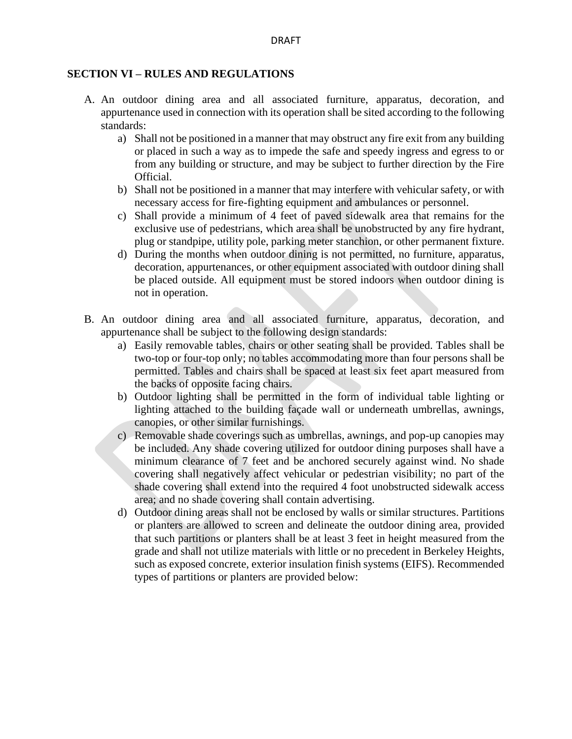## SECTION VI – RULES AND REGULATIONS

A. An outdoor dining area and all associated furniture, apparatus, decoration, and appurtenance used in connection with its operation shall be sited according to the following standards:
   a) Shall not be positioned in a manner that may obstruct any fire exit from any building or placed in such a way as to impede the safe and speedy ingress and egress to or from any building or structure, and may be subject to further direction by the Fire Official.
   b) Shall not be positioned in a manner that may interfere with vehicular safety, or with necessary access for fire-fighting equipment and ambulances or personnel.
   c) Shall provide a minimum of 4 feet of paved sidewalk area that remains for the exclusive use of pedestrians, which area shall be unobstructed by any fire hydrant, plug or standpipe, utility pole, parking meter stanchion, or other permanent fixture.
   d) During the months when outdoor dining is not permitted, no furniture, apparatus, decoration, appurtenances, or other equipment associated with outdoor dining shall be placed outside. All equipment must be stored indoors when outdoor dining is not in operation.

B. An outdoor dining area and all associated furniture, apparatus, decoration, and appurtenance shall be subject to the following design standards:
   a) Easily removable tables, chairs or other seating shall be provided. Tables shall be two-top or four-top only; no tables accommodating more than four persons shall be permitted. Tables and chairs shall be spaced at least six feet apart measured from the backs of opposite facing chairs.
   b) Outdoor lighting shall be permitted in the form of individual table lighting or lighting attached to the building façade wall or underneath umbrellas, awnings, canopies, or other similar furnishings.
   c) Removable shade coverings such as umbrellas, awnings, and pop-up canopies may be included. Any shade covering utilized for outdoor dining purposes shall have a minimum clearance of 7 feet and be anchored securely against wind. No shade covering shall negatively affect vehicular or pedestrian visibility; no part of the shade covering shall extend into the required 4 foot unobstructed sidewalk access area; and no shade covering shall contain advertising.
   d) Outdoor dining areas shall not be enclosed by walls or similar structures. Partitions or planters are allowed to screen and delineate the outdoor dining area, provided that such partitions or planters shall be at least 3 feet in height measured from the grade and shall not utilize materials with little or no precedent in Berkeley Heights, such as exposed concrete, exterior insulation finish systems (EIFS). Recommended types of partitions or planters are provided below: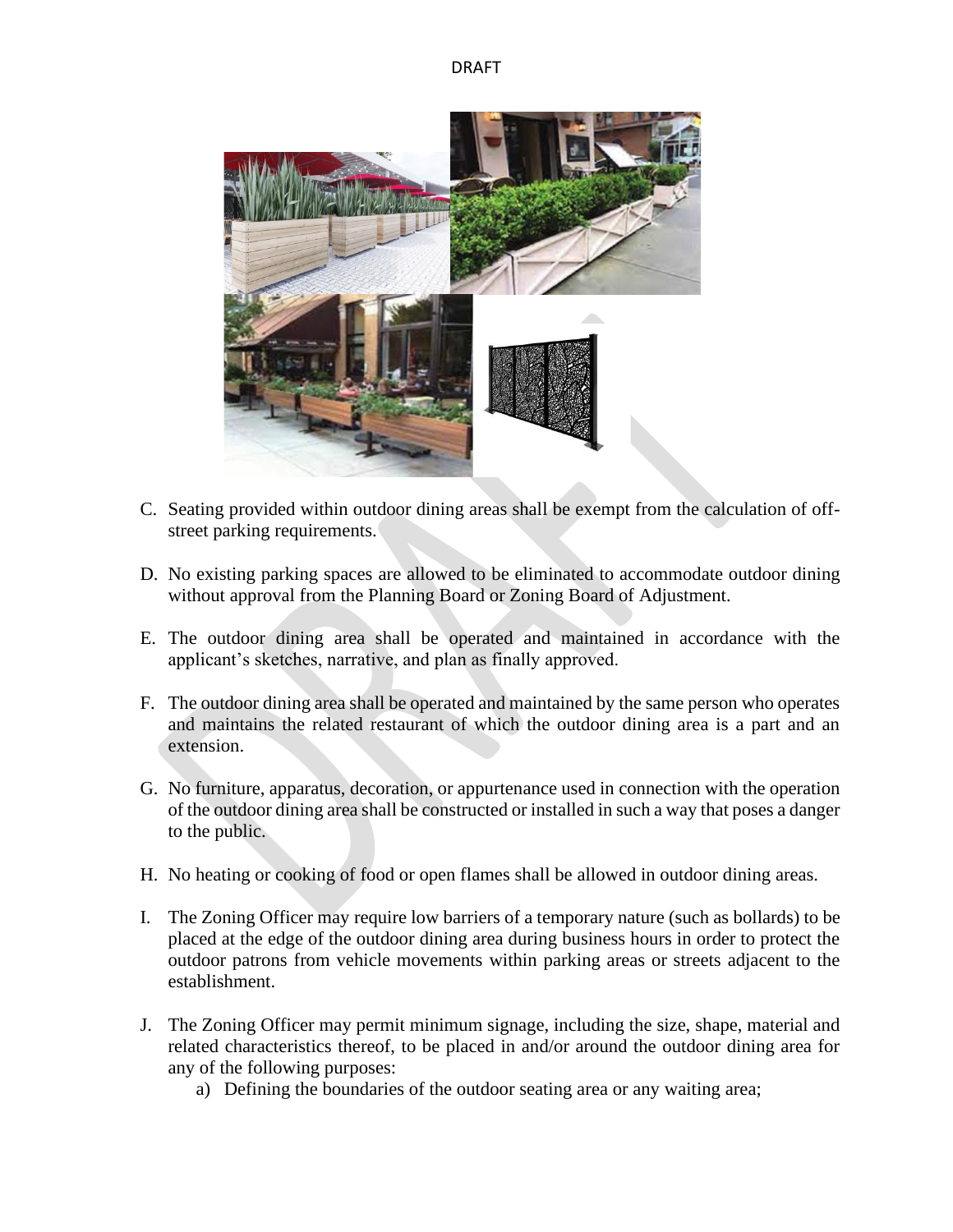C. Seating provided within outdoor dining areas shall be exempt from the calculation of off-street parking requirements.

D. No existing parking spaces are allowed to be eliminated to accommodate outdoor dining without approval from the Planning Board or Zoning Board of Adjustment.

E. The outdoor dining area shall be operated and maintained in accordance with the applicant's sketches, narrative, and plan as finally approved.

F. The outdoor dining area shall be operated and maintained by the same person who operates and maintains the related restaurant of which the outdoor dining area is a part and an extension.

G. No furniture, apparatus, decoration, or appurtenance used in connection with the operation of the outdoor dining area shall be constructed or installed in such a way that poses a danger to the public.

H. No heating or cooking of food or open flames shall be allowed in outdoor dining areas.

I. The Zoning Officer may require low barriers of a temporary nature (such as bollards) to be placed at the edge of the outdoor dining area during business hours in order to protect the outdoor patrons from vehicle movements within parking areas or streets adjacent to the establishment.

J. The Zoning Officer may permit minimum signage, including the size, shape, material and related characteristics thereof, to be placed in and/or around the outdoor dining area for any of the following purposes:
   a) Defining the boundaries of the outdoor seating area or any waiting area;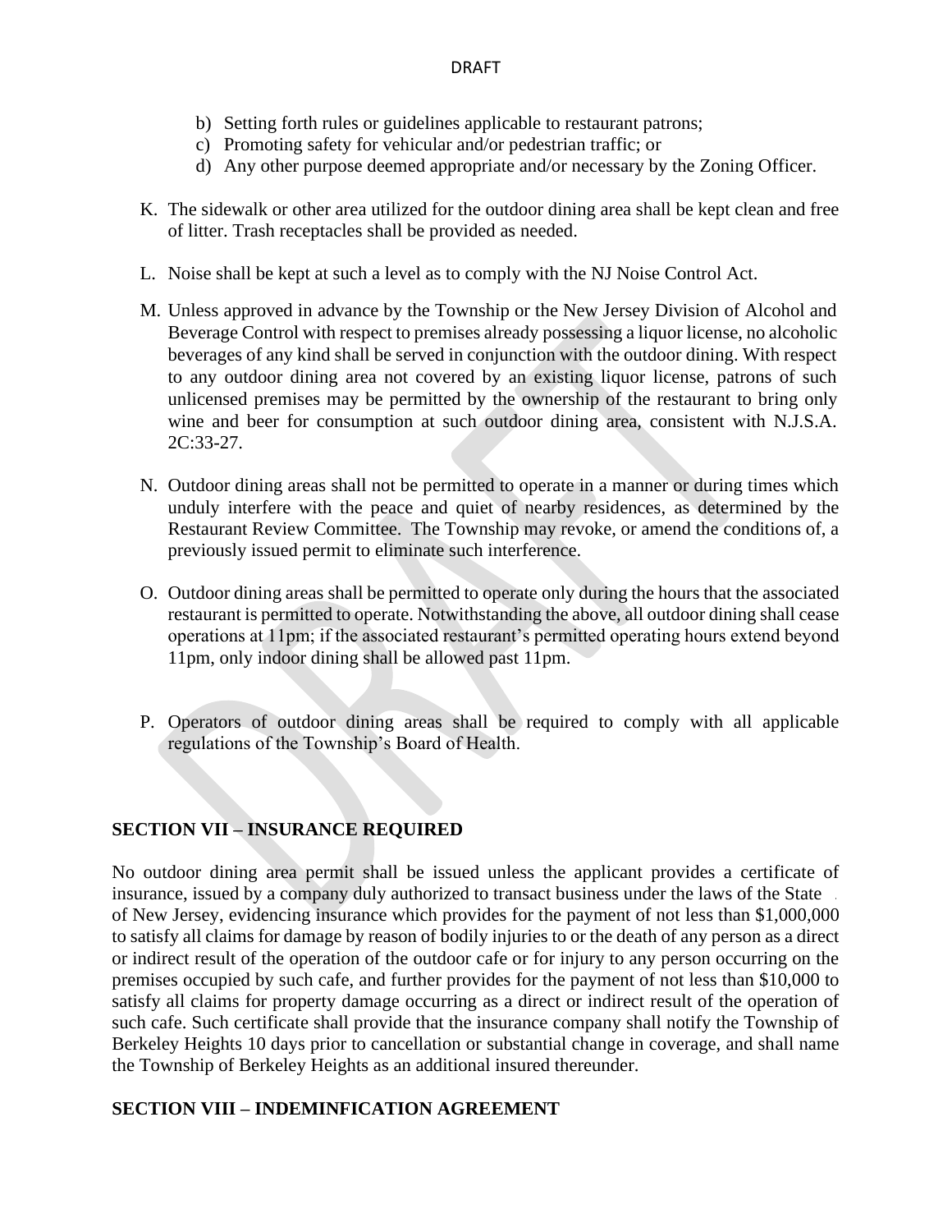b) Setting forth rules or guidelines applicable to restaurant patrons;
c) Promoting safety for vehicular and/or pedestrian traffic; or
d) Any other purpose deemed appropriate and/or necessary by the Zoning Officer.

K. The sidewalk or other area utilized for the outdoor dining area shall be kept clean and free of litter. Trash receptacles shall be provided as needed.

L. Noise shall be kept at such a level as to comply with the NJ Noise Control Act.

M. Unless approved in advance by the Township or the New Jersey Division of Alcohol and Beverage Control with respect to premises already possessing a liquor license, no alcoholic beverages of any kind shall be served in conjunction with the outdoor dining. With respect to any outdoor dining area not covered by an existing liquor license, patrons of such unlicensed premises may be permitted by the ownership of the restaurant to bring only wine and beer for consumption at such outdoor dining area, consistent with N.J.S.A. 2C:33-27.

N. Outdoor dining areas shall not be permitted to operate in a manner or during times which unduly interfere with the peace and quiet of nearby residences, as determined by the Restaurant Review Committee. The Township may revoke, or amend the conditions of, a previously issued permit to eliminate such interference.

O. Outdoor dining areas shall be permitted to operate only during the hours that the associated restaurant is permitted to operate. Notwithstanding the above, all outdoor dining shall cease operations at 11pm; if the associated restaurant's permitted operating hours extend beyond 11pm, only indoor dining shall be allowed past 11pm.

P. Operators of outdoor dining areas shall be required to comply with all applicable regulations of the Township's Board of Health.

## SECTION VII – INSURANCE REQUIRED

No outdoor dining area permit shall be issued unless the applicant provides a certificate of insurance, issued by a company duly authorized to transact business under the laws of the State of New Jersey, evidencing insurance which provides for the payment of not less than $1,000,000 to satisfy all claims for damage by reason of bodily injuries to or the death of any person as a direct or indirect result of the operation of the outdoor cafe or for injury to any person occurring on the premises occupied by such cafe, and further provides for the payment of not less than $10,000 to satisfy all claims for property damage occurring as a direct or indirect result of the operation of such cafe. Such certificate shall provide that the insurance company shall notify the Township of Berkeley Heights 10 days prior to cancellation or substantial change in coverage, and shall name the Township of Berkeley Heights as an additional insured thereunder.

## SECTION VIII – INDEMINFICATION AGREEMENT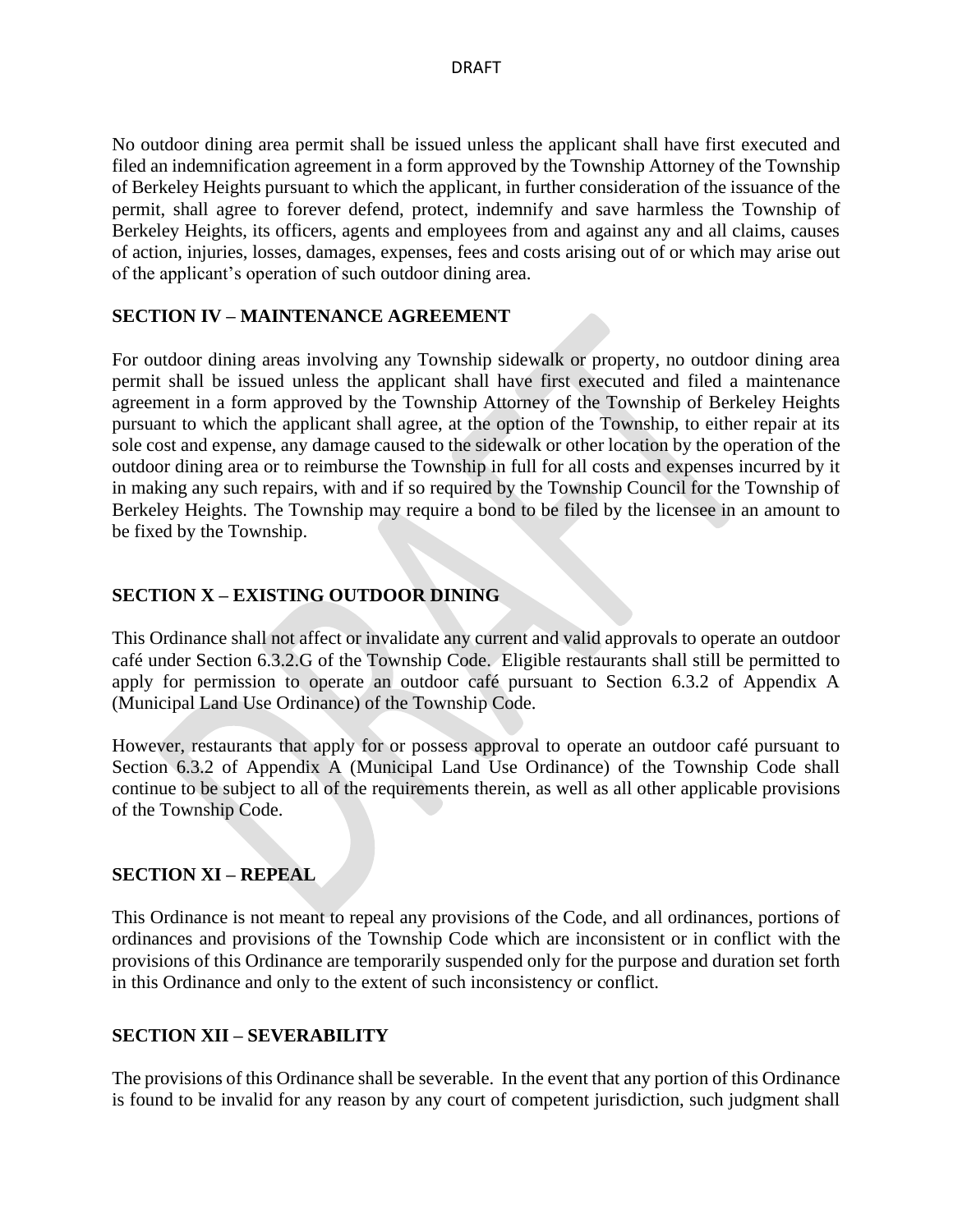No outdoor dining area permit shall be issued unless the applicant shall have first executed and filed an indemnification agreement in a form approved by the Township Attorney of the Township of Berkeley Heights pursuant to which the applicant, in further consideration of the issuance of the permit, shall agree to forever defend, protect, indemnify and save harmless the Township of Berkeley Heights, its officers, agents and employees from and against any and all claims, causes of action, injuries, losses, damages, expenses, fees and costs arising out of or which may arise out of the applicant's operation of such outdoor dining area.

**SECTION IV – MAINTENANCE AGREEMENT**

For outdoor dining areas involving any Township sidewalk or property, no outdoor dining area permit shall be issued unless the applicant shall have first executed and filed a maintenance agreement in a form approved by the Township Attorney of the Township of Berkeley Heights pursuant to which the applicant shall agree, at the option of the Township, to either repair at its sole cost and expense, any damage caused to the sidewalk or other location by the operation of the outdoor dining area or to reimburse the Township in full for all costs and expenses incurred by it in making any such repairs, with and if so required by the Township Council for the Township of Berkeley Heights. The Township may require a bond to be filed by the licensee in an amount to be fixed by the Township.

**SECTION X – EXISTING OUTDOOR DINING**

This Ordinance shall not affect or invalidate any current and valid approvals to operate an outdoor café under Section 6.3.2.G of the Township Code. Eligible restaurants shall still be permitted to apply for permission to operate an outdoor café pursuant to Section 6.3.2 of Appendix A (Municipal Land Use Ordinance) of the Township Code.

However, restaurants that apply for or possess approval to operate an outdoor café pursuant to Section 6.3.2 of Appendix A (Municipal Land Use Ordinance) of the Township Code shall continue to be subject to all of the requirements therein, as well as all other applicable provisions of the Township Code.

**SECTION XI – REPEAL**

This Ordinance is not meant to repeal any provisions of the Code, and all ordinances, portions of ordinances and provisions of the Township Code which are inconsistent or in conflict with the provisions of this Ordinance are temporarily suspended only for the purpose and duration set forth in this Ordinance and only to the extent of such inconsistency or conflict.

**SECTION XII – SEVERABILITY**

The provisions of this Ordinance shall be severable. In the event that any portion of this Ordinance is found to be invalid for any reason by any court of competent jurisdiction, such judgment shall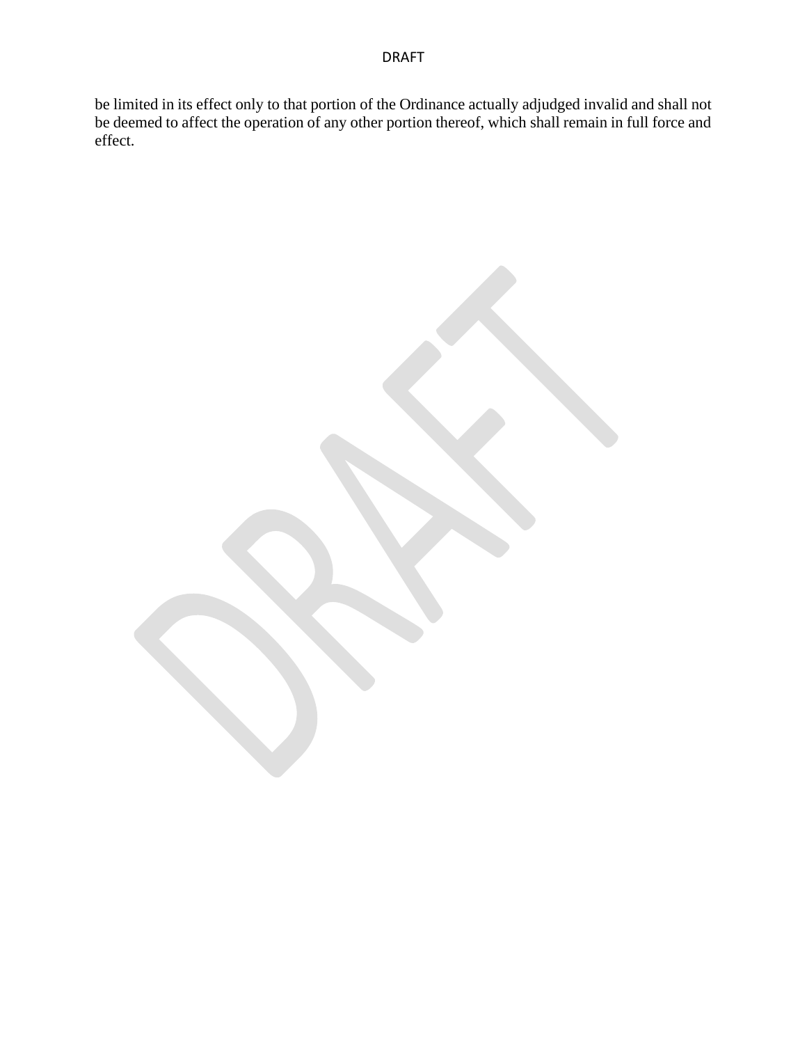be limited in its effect only to that portion of the Ordinance actually adjudged invalid and shall not be deemed to affect the operation of any other portion thereof, which shall remain in full force and effect.